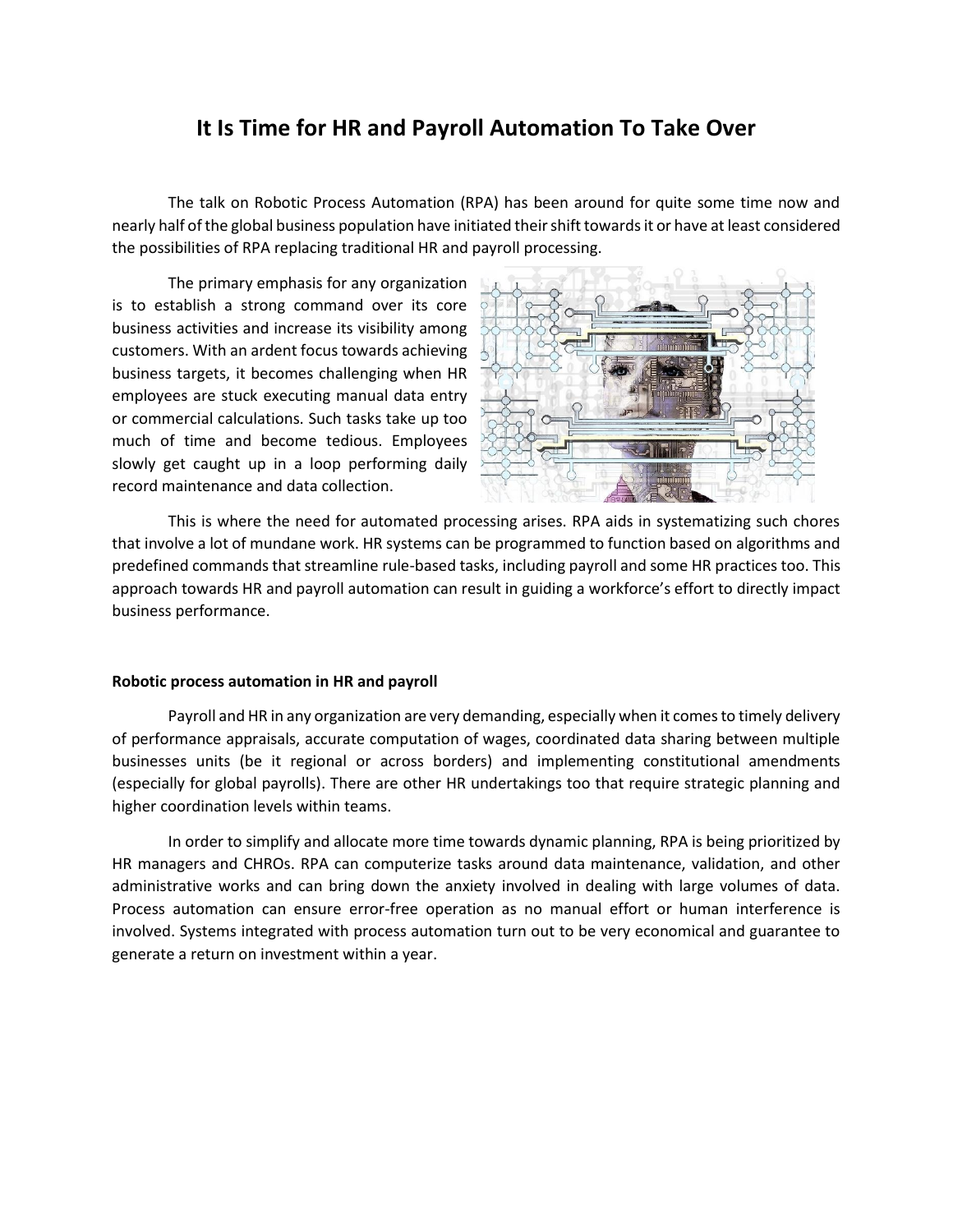# It Is Time for HR and Payroll Automation To Take Over

The talk on Robotic Process Automation (RPA) has been around for quite some time now and nearly half of the global business population have initiated their shift towards it or have at least considered the possibilities of RPA replacing traditional HR and payroll processing.

The primary emphasis for any organization is to establish a strong command over its core business activities and increase its visibility among customers. With an ardent focus towards achieving business targets, it becomes challenging when HR employees are stuck executing manual data entry or commercial calculations. Such tasks take up too much of time and become tedious. Employees slowly get caught up in a loop performing daily record maintenance and data collection.

This is where the need for automated processing arises. RPA aids in systematizing such chores that involve a lot of mundane work. HR systems can be programmed to function based on algorithms and predefined commands that streamline rule-based tasks, including payroll and some HR practices too. This approach towards HR and payroll automation can result in guiding a workforce's effort to directly impact business performance.

**Robotic process automation in HR and payroll**

Payroll and HR in any organization are very demanding, especially when it comes to timely delivery of performance appraisals, accurate computation of wages, coordinated data sharing between multiple businesses units (be it regional or across borders) and implementing constitutional amendments (especially for global payrolls). There are other HR undertakings too that require strategic planning and higher coordination levels within teams.

In order to simplify and allocate more time towards dynamic planning, RPA is being prioritized by HR managers and CHROs. RPA can computerize tasks around data maintenance, validation, and other administrative works and can bring down the anxiety involved in dealing with large volumes of data. Process automation can ensure error-free operation as no manual effort or human interference is involved. Systems integrated with process automation turn out to be very economical and guarantee to generate a return on investment within a year.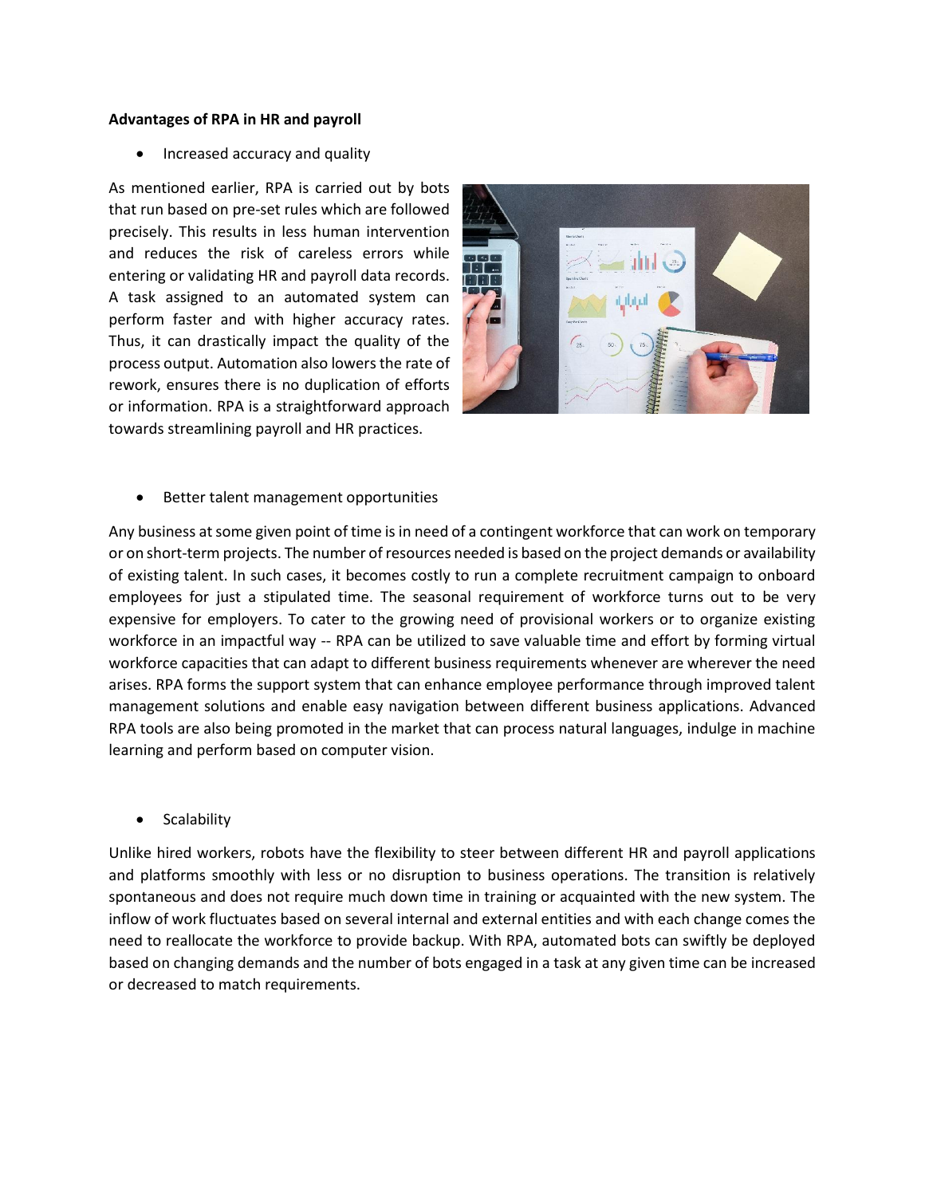**Advantages of RPA in HR and payroll**

- Increased accuracy and quality

As mentioned earlier, RPA is carried out by bots that run based on pre-set rules which are followed precisely. This results in less human intervention and reduces the risk of careless errors while entering or validating HR and payroll data records. A task assigned to an automated system can perform faster and with higher accuracy rates. Thus, it can drastically impact the quality of the process output. Automation also lowers the rate of rework, ensures there is no duplication of efforts or information. RPA is a straightforward approach towards streamlining payroll and HR practices.

- Better talent management opportunities

Any business at some given point of time is in need of a contingent workforce that can work on temporary or on short-term projects. The number of resources needed is based on the project demands or availability of existing talent. In such cases, it becomes costly to run a complete recruitment campaign to onboard employees for just a stipulated time. The seasonal requirement of workforce turns out to be very expensive for employers. To cater to the growing need of provisional workers or to organize existing workforce in an impactful way -- RPA can be utilized to save valuable time and effort by forming virtual workforce capacities that can adapt to different business requirements whenever are wherever the need arises. RPA forms the support system that can enhance employee performance through improved talent management solutions and enable easy navigation between different business applications. Advanced RPA tools are also being promoted in the market that can process natural languages, indulge in machine learning and perform based on computer vision.

- Scalability

Unlike hired workers, robots have the flexibility to steer between different HR and payroll applications and platforms smoothly with less or no disruption to business operations. The transition is relatively spontaneous and does not require much down time in training or acquainted with the new system. The inflow of work fluctuates based on several internal and external entities and with each change comes the need to reallocate the workforce to provide backup. With RPA, automated bots can swiftly be deployed based on changing demands and the number of bots engaged in a task at any given time can be increased or decreased to match requirements.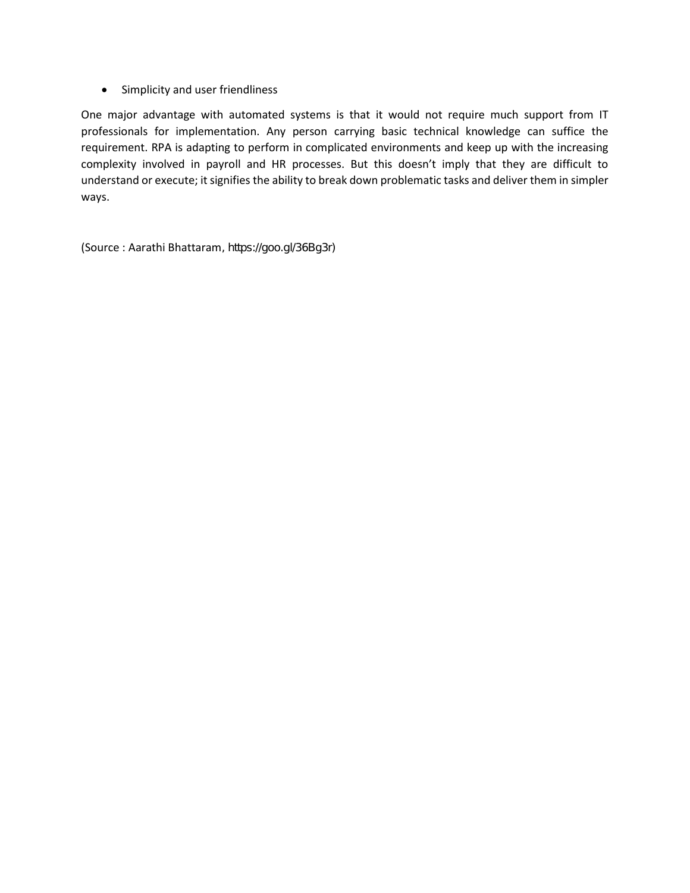- Simplicity and user friendliness

One major advantage with automated systems is that it would not require much support from IT professionals for implementation. Any person carrying basic technical knowledge can suffice the requirement. RPA is adapting to perform in complicated environments and keep up with the increasing complexity involved in payroll and HR processes. But this doesn't imply that they are difficult to understand or execute; it signifies the ability to break down problematic tasks and deliver them in simpler ways.

(Source : Aarathi Bhattaram, https://goo.gl/36Bg3r)